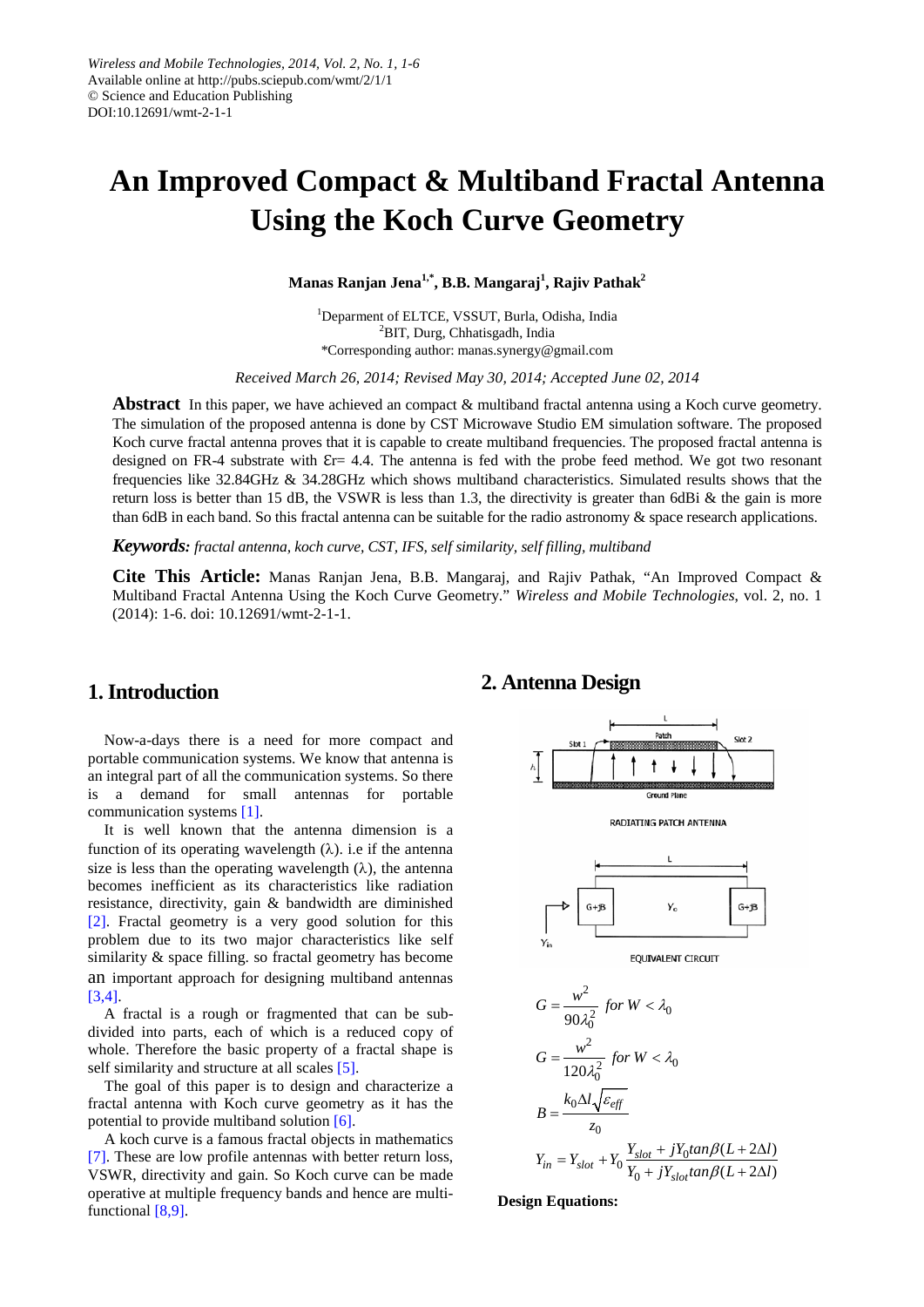Wireless and Mobile Technologies, 2014, Vol. 2, No. 1, 1-6
Available online at http://pubs.sciepub.com/wmt/2/1/1
© Science and Education Publishing
DOI:10.12691/wmt-2-1-1

# An Improved Compact & Multiband Fractal Antenna Using the Koch Curve Geometry

**Manas Ranjan Jena[1,*], B.B. Mangaraj[1], Rajiv Pathak[2]**

[1]Deparment of ELTCE, VSSUT, Burla, Odisha, India
[2]BIT, Durg, Chhatisgadh, India
*Corresponding author: manas.synergy@gmail.com

*Received March 26, 2014; Revised May 30, 2014; Accepted June 02, 2014*

**Abstract** In this paper, we have achieved an compact & multiband fractal antenna using a Koch curve geometry. The simulation of the proposed antenna is done by CST Microwave Studio EM simulation software. The proposed Koch curve fractal antenna proves that it is capable to create multiband frequencies. The proposed fractal antenna is designed on FR-4 substrate with Ɛr= 4.4. The antenna is fed with the probe feed method. We got two resonant frequencies like 32.84GHz & 34.28GHz which shows multiband characteristics. Simulated results shows that the return loss is better than 15 dB, the VSWR is less than 1.3, the directivity is greater than 6dBi & the gain is more than 6dB in each band. So this fractal antenna can be suitable for the radio astronomy & space research applications.

***Keywords:*** *fractal antenna, koch curve, CST, IFS, self similarity, self filling, multiband*

**Cite This Article:** Manas Ranjan Jena, B.B. Mangaraj, and Rajiv Pathak, "An Improved Compact & Multiband Fractal Antenna Using the Koch Curve Geometry." *Wireless and Mobile Technologies*, vol. 2, no. 1 (2014): 1-6. doi: 10.12691/wmt-2-1-1.

## 1. Introduction

Now-a-days there is a need for more compact and portable communication systems. We know that antenna is an integral part of all the communication systems. So there is a demand for small antennas for portable communication systems [1].

It is well known that the antenna dimension is a function of its operating wavelength (λ). i.e if the antenna size is less than the operating wavelength (λ), the antenna becomes inefficient as its characteristics like radiation resistance, directivity, gain & bandwidth are diminished [2]. Fractal geometry is a very good solution for this problem due to its two major characteristics like self similarity & space filling. so fractal geometry has become an important approach for designing multiband antennas [3,4].

A fractal is a rough or fragmented that can be sub-divided into parts, each of which is a reduced copy of whole. Therefore the basic property of a fractal shape is self similarity and structure at all scales [5].

The goal of this paper is to design and characterize a fractal antenna with Koch curve geometry as it has the potential to provide multiband solution [6].

A koch curve is a famous fractal objects in mathematics [7]. These are low profile antennas with better return loss, VSWR, directivity and gain. So Koch curve can be made operative at multiple frequency bands and hence are multi-functional [8,9].

## 2. Antenna Design

$$G = \frac{w^2}{90\lambda_0^2} \quad for\ W < \lambda_0$$

$$G = \frac{w^2}{120\lambda_0^2} \quad for\ W < \lambda_0$$

$$B = \frac{k_0 \Delta l \sqrt{\varepsilon_{eff}}}{z_0}$$

$$Y_{in} = Y_{slot} + Y_0 \frac{Y_{slot} + jY_0 tan\beta(L + 2\Delta l)}{Y_0 + jY_{slot} tan\beta(L + 2\Delta l)}$$

**Design Equations:**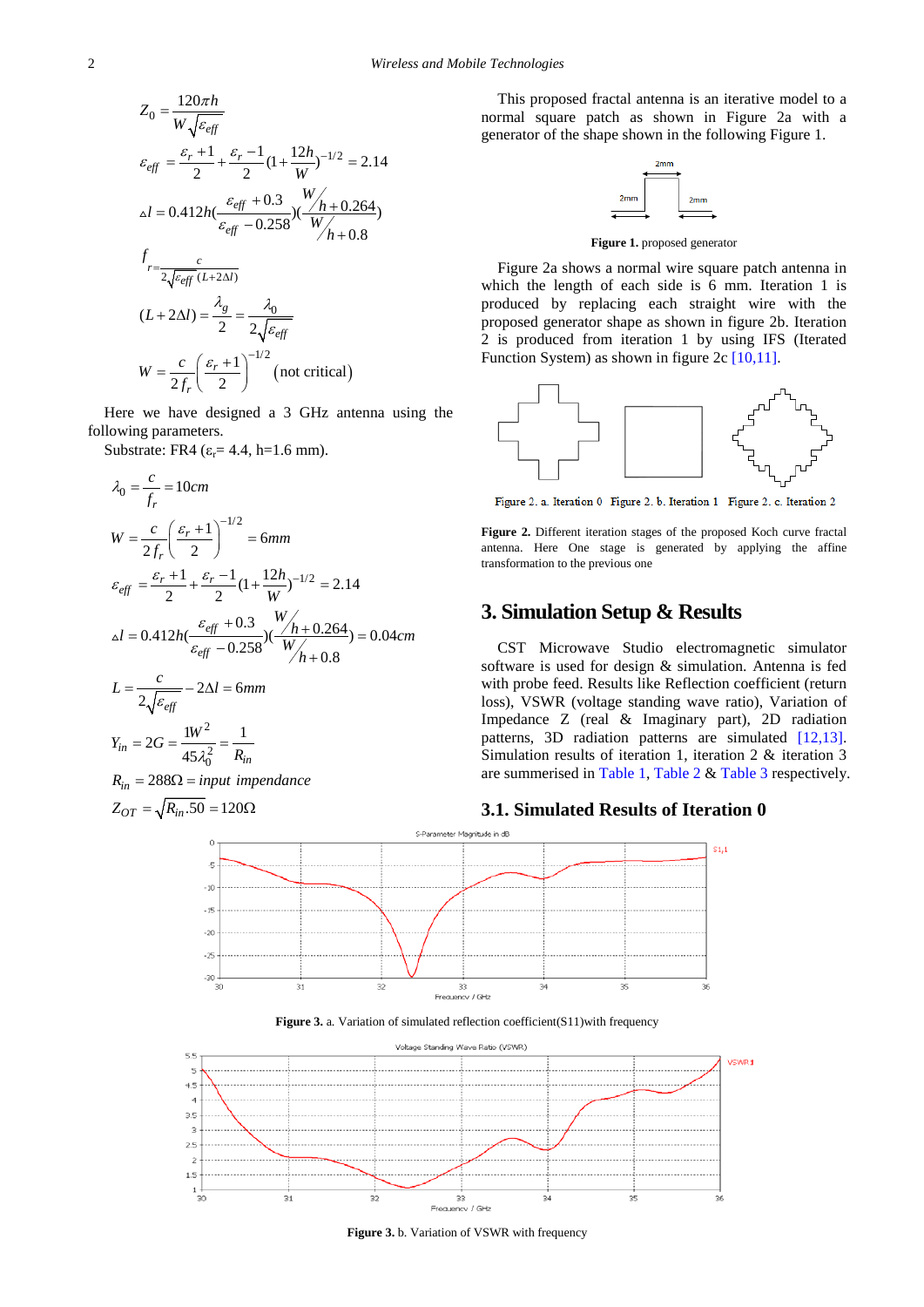$$Z_0 = \frac{120\pi h}{W\sqrt{\varepsilon_{eff}}}$$

$$\varepsilon_{eff} = \frac{\varepsilon_r + 1}{2} + \frac{\varepsilon_r - 1}{2}(1 + \frac{12h}{W})^{-1/2} = 2.14$$

$$\Delta l = 0.412h(\frac{\varepsilon_{eff} + 0.3}{\varepsilon_{eff} - 0.258})(\frac{W/h + 0.264}{W/h + 0.8})$$

$$f_r = \frac{c}{2\sqrt{\varepsilon_{eff}}(L + 2\Delta l)}$$

$$(L + 2\Delta l) = \frac{\lambda_g}{2} = \frac{\lambda_0}{2\sqrt{\varepsilon_{eff}}}$$

$$W = \frac{c}{2f_r}\left(\frac{\varepsilon_r + 1}{2}\right)^{-1/2} \text{(not critical)}$$

Here we have designed a 3 GHz antenna using the following parameters.

Substrate: FR4 ($\varepsilon_r$= 4.4, h=1.6 mm).

$$\lambda_0 = \frac{c}{f_r} = 10cm$$

$$W = \frac{c}{2f_r}\left(\frac{\varepsilon_r + 1}{2}\right)^{-1/2} = 6mm$$

$$\varepsilon_{eff} = \frac{\varepsilon_r + 1}{2} + \frac{\varepsilon_r - 1}{2}(1 + \frac{12h}{W})^{-1/2} = 2.14$$

$$\Delta l = 0.412h(\frac{\varepsilon_{eff} + 0.3}{\varepsilon_{eff} - 0.258})(\frac{W/h + 0.264}{W/h + 0.8}) = 0.04cm$$

$$L = \frac{c}{2\sqrt{\varepsilon_{eff}}} - 2\Delta l = 6mm$$

$$Y_{in} = 2G = \frac{1W^2}{45\lambda_0^2} = \frac{1}{R_{in}}$$

$$R_{in} = 288\Omega = input\ impendance$$

$$Z_{OT} = \sqrt{R_{in}.50} = 120\Omega$$

This proposed fractal antenna is an iterative model to a normal square patch as shown in Figure 2a with a generator of the shape shown in the following Figure 1.

**Figure 1.** proposed generator

Figure 2a shows a normal wire square patch antenna in which the length of each side is 6 mm. Iteration 1 is produced by replacing each straight wire with the proposed generator shape as shown in figure 2b. Iteration 2 is produced from iteration 1 by using IFS (Iterated Function System) as shown in figure 2c [10,11].

Figure 2. a. Iteration 0 Figure 2. b. Iteration 1 Figure 2. c. Iteration 2

**Figure 2.** Different iteration stages of the proposed Koch curve fractal antenna. Here One stage is generated by applying the affine transformation to the previous one

## 3. Simulation Setup & Results

CST Microwave Studio electromagnetic simulator software is used for design & simulation. Antenna is fed with probe feed. Results like Reflection coefficient (return loss), VSWR (voltage standing wave ratio), Variation of Impedance Z (real & Imaginary part), 2D radiation patterns, 3D radiation patterns are simulated [12,13]. Simulation results of iteration 1, iteration 2 & iteration 3 are summerised in Table 1, Table 2 & Table 3 respectively.

### 3.1. Simulated Results of Iteration 0

**Figure 3.** a. Variation of simulated reflection coefficient(S11)with frequency

**Figure 3.** b. Variation of VSWR with frequency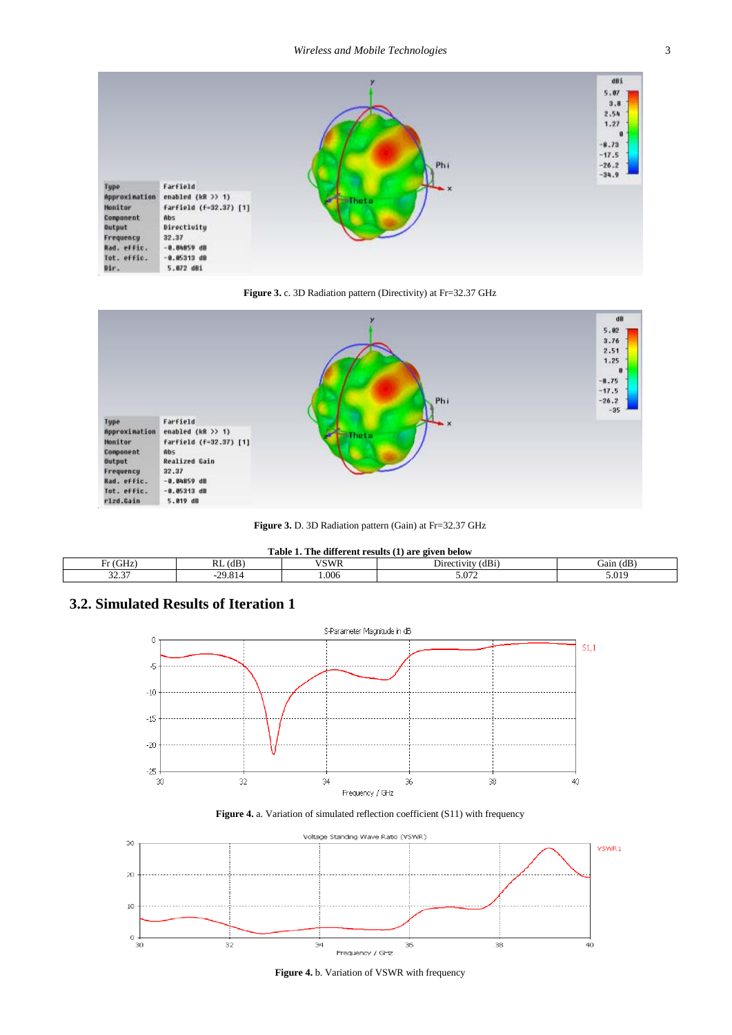**Figure 3.** c. 3D Radiation pattern (Directivity) at Fr=32.37 GHz

**Figure 3.** D. 3D Radiation pattern (Gain) at Fr=32.37 GHz

**Table 1. The different results (1) are given below**

| Fr (GHz) | RL (dB) | VSWR | Directivity (dBi) | Gain (dB) |
|---|---|---|---|---|
| 32.37 | -29.814 | 1.006 | 5.072 | 5.019 |

## 3.2. Simulated Results of Iteration 1

**Figure 4.** a. Variation of simulated reflection coefficient (S11) with frequency

**Figure 4.** b. Variation of VSWR with frequency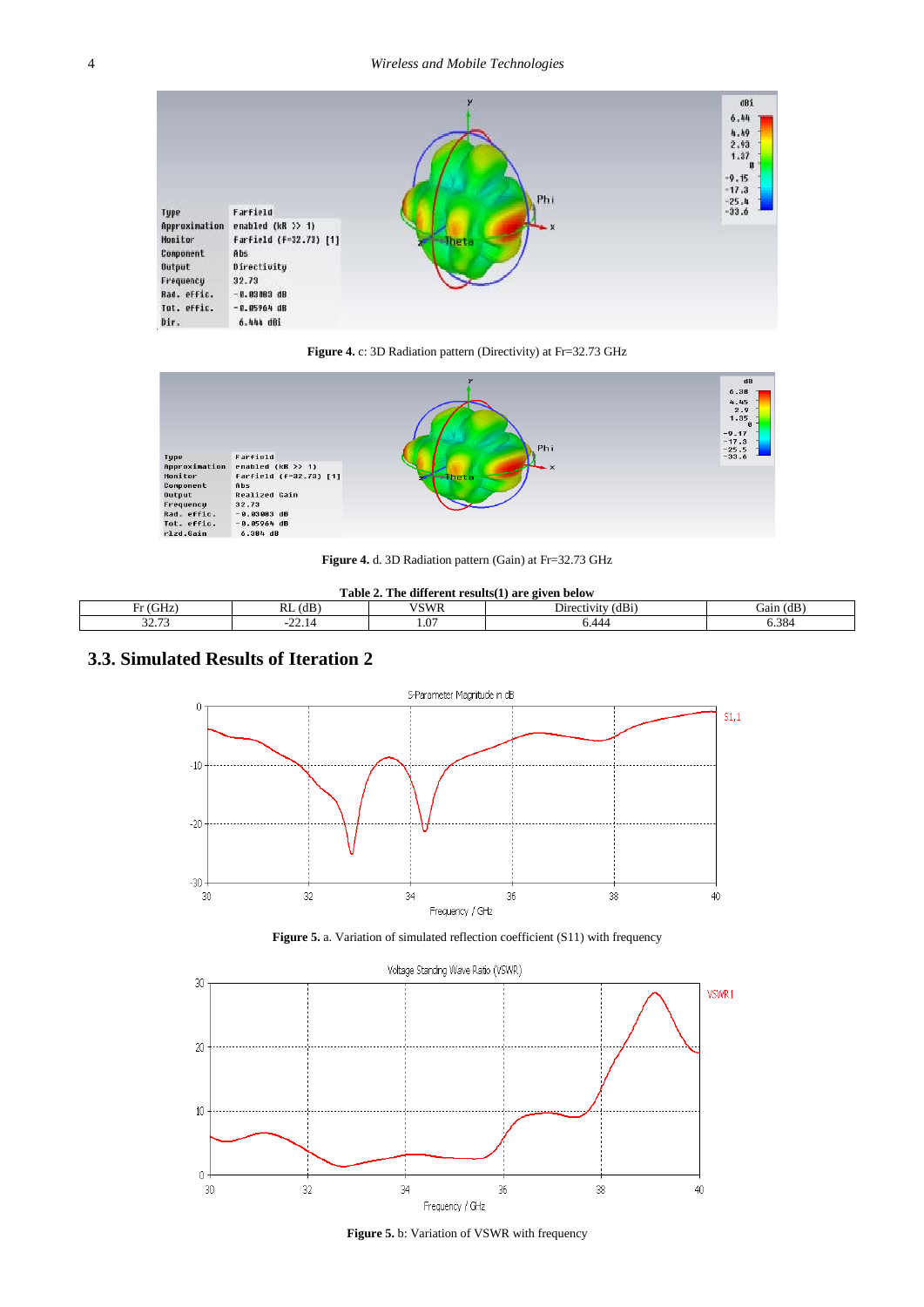**Figure 4.** c: 3D Radiation pattern (Directivity) at Fr=32.73 GHz

**Figure 4.** d. 3D Radiation pattern (Gain) at Fr=32.73 GHz

**Table 2. The different results(1) are given below**

| Fr (GHz) | RL (dB) | VSWR | Directivity (dBi) | Gain (dB) |
|---|---|---|---|---|
| 32.73 | -22.14 | 1.07 | 6.444 | 6.384 |

## 3.3. Simulated Results of Iteration 2

**Figure 5.** a. Variation of simulated reflection coefficient (S11) with frequency

**Figure 5.** b: Variation of VSWR with frequency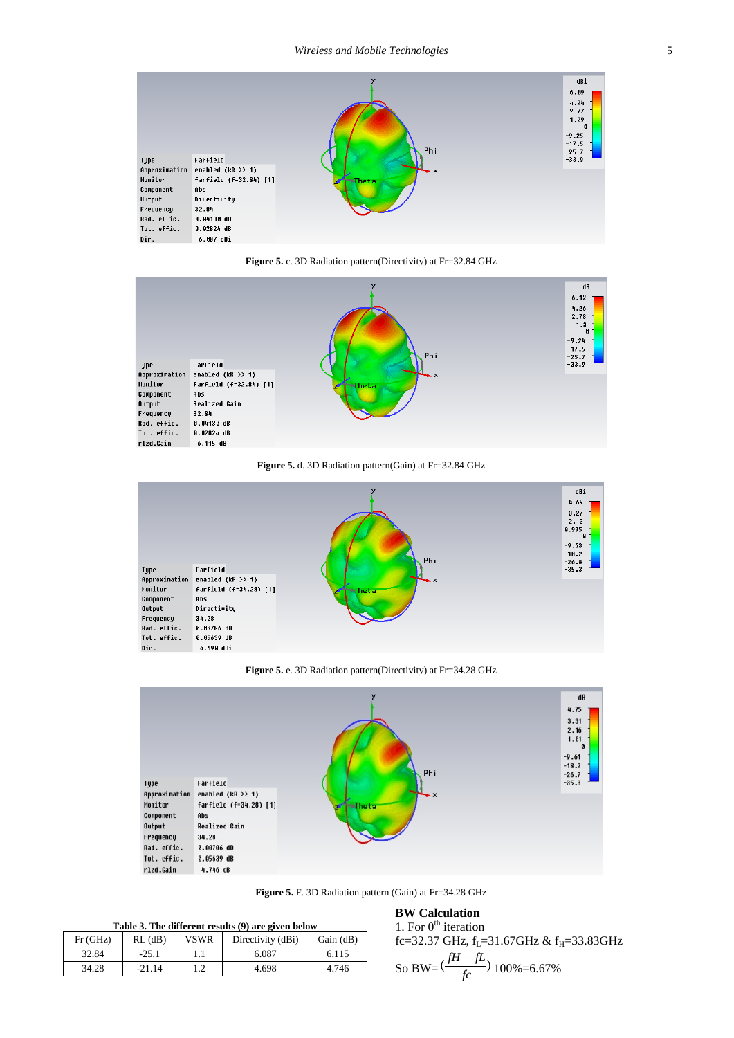**Figure 5.** c. 3D Radiation pattern(Directivity) at Fr=32.84 GHz

**Figure 5.** d. 3D Radiation pattern(Gain) at Fr=32.84 GHz

**Figure 5.** e. 3D Radiation pattern(Directivity) at Fr=34.28 GHz

**Figure 5.** F. 3D Radiation pattern (Gain) at Fr=34.28 GHz

**Table 3. The different results (9) are given below**

| Fr (GHz) | RL (dB) | VSWR | Directivity (dBi) | Gain (dB) |
|---|---|---|---|---|
| 32.84 | -25.1 | 1.1 | 6.087 | 6.115 |
| 34.28 | -21.14 | 1.2 | 4.698 | 4.746 |

**BW Calculation**

1. For $0^{th}$ iteration

fc=32.37 GHz, $f_L$=31.67GHz & $f_H$=33.83GHz

So BW=$\left(\frac{fH - fL}{fc}\right)$ 100%=6.67%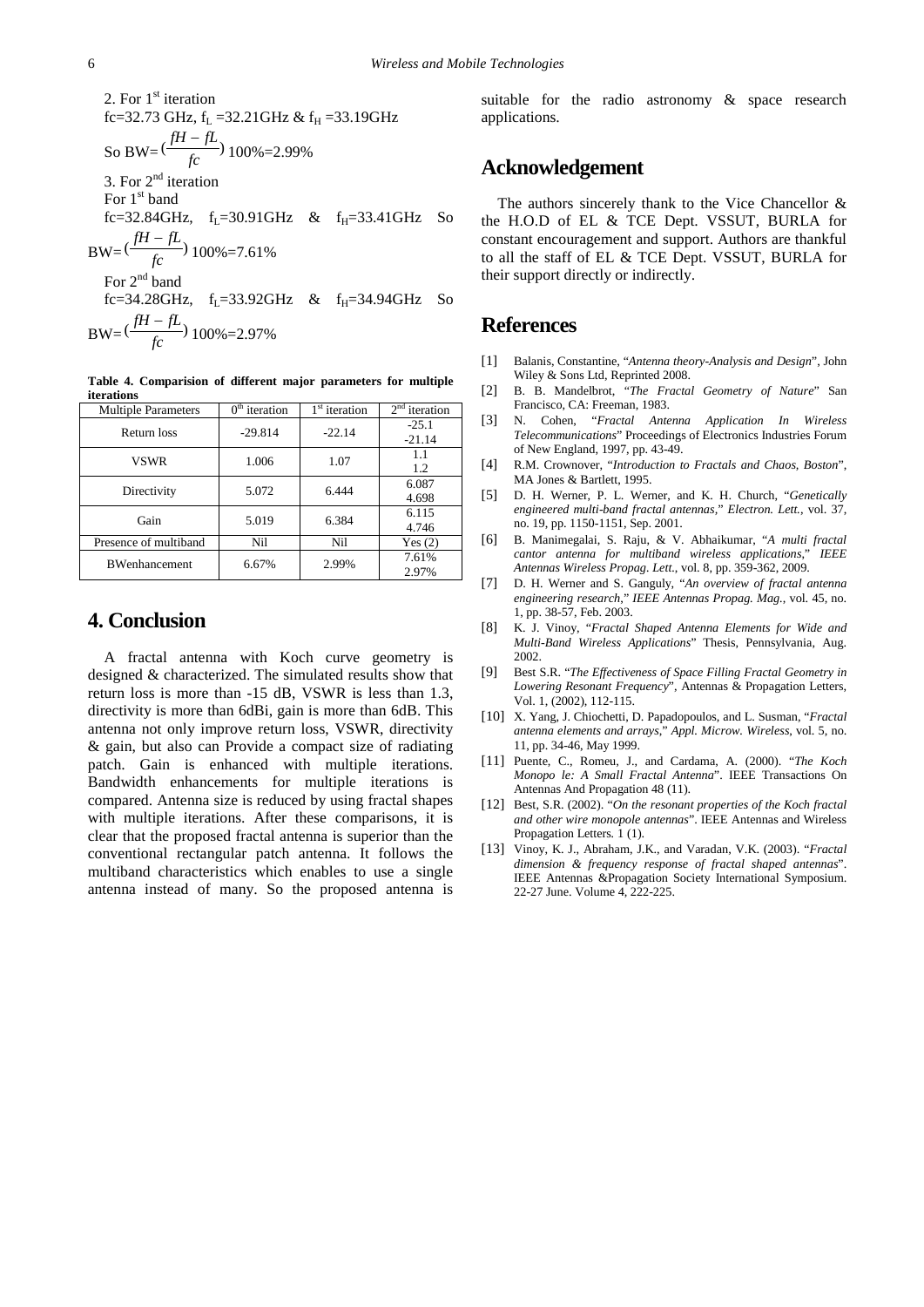2. For 1st iteration

fc=32.73 GHz, $f_L$ =32.21GHz & $f_H$ =33.19GHz

So BW= $\left(\frac{fH - fL}{fc}\right)$ 100%=2.99%

3. For 2nd iteration

For 1st band

fc=32.84GHz, $f_L$=30.91GHz & $f_H$=33.41GHz So BW= $\left(\frac{fH - fL}{fc}\right)$ 100%=7.61%

For 2nd band

fc=34.28GHz, $f_L$=33.92GHz & $f_H$=34.94GHz So BW= $\left(\frac{fH - fL}{fc}\right)$ 100%=2.97%

**Table 4. Comparision of different major parameters for multiple iterations**

| Multiple Parameters | 0th iteration | 1st iteration | 2nd iteration |
|---|---|---|---|
| Return loss | -29.814 | -22.14 | -25.1<br>-21.14 |
| VSWR | 1.006 | 1.07 | 1.1<br>1.2 |
| Directivity | 5.072 | 6.444 | 6.087<br>4.698 |
| Gain | 5.019 | 6.384 | 6.115<br>4.746 |
| Presence of multiband | Nil | Nil | Yes (2) |
| BWenhancement | 6.67% | 2.99% | 7.61%<br>2.97% |

# 4. Conclusion

A fractal antenna with Koch curve geometry is designed & characterized. The simulated results show that return loss is more than -15 dB, VSWR is less than 1.3, directivity is more than 6dBi, gain is more than 6dB. This antenna not only improve return loss, VSWR, directivity & gain, but also can Provide a compact size of radiating patch. Gain is enhanced with multiple iterations. Bandwidth enhancements for multiple iterations is compared. Antenna size is reduced by using fractal shapes with multiple iterations. After these comparisons, it is clear that the proposed fractal antenna is superior than the conventional rectangular patch antenna. It follows the multiband characteristics which enables to use a single antenna instead of many. So the proposed antenna is suitable for the radio astronomy & space research applications.

# Acknowledgement

The authors sincerely thank to the Vice Chancellor & the H.O.D of EL & TCE Dept. VSSUT, BURLA for constant encouragement and support. Authors are thankful to all the staff of EL & TCE Dept. VSSUT, BURLA for their support directly or indirectly.

# References

[1] Balanis, Constantine, "*Antenna theory-Analysis and Design*", John Wiley & Sons Ltd, Reprinted 2008.

[2] B. B. Mandelbrot, "*The Fractal Geometry of Nature*" San Francisco, CA: Freeman, 1983.

[3] N. Cohen, "*Fractal Antenna Application In Wireless Telecommunications*" Proceedings of Electronics Industries Forum of New England, 1997, pp. 43-49.

[4] R.M. Crownover, "*Introduction to Fractals and Chaos, Boston*", MA Jones & Bartlett, 1995.

[5] D. H. Werner, P. L. Werner, and K. H. Church, "*Genetically engineered multi-band fractal antennas,*" *Electron. Lett.*, vol. 37, no. 19, pp. 1150-1151, Sep. 2001.

[6] B. Manimegalai, S. Raju, & V. Abhaikumar, "*A multi fractal cantor antenna for multiband wireless applications,*" *IEEE Antennas Wireless Propag. Lett.*, vol. 8, pp. 359-362, 2009.

[7] D. H. Werner and S. Ganguly, "*An overview of fractal antenna engineering research,*" *IEEE Antennas Propag. Mag.*, vol. 45, no. 1, pp. 38-57, Feb. 2003.

[8] K. J. Vinoy, "*Fractal Shaped Antenna Elements for Wide and Multi-Band Wireless Applications*" Thesis, Pennsylvania, Aug. 2002.

[9] Best S.R. "*The Effectiveness of Space Filling Fractal Geometry in Lowering Resonant Frequency*", Antennas & Propagation Letters, Vol. 1, (2002), 112-115.

[10] X. Yang, J. Chiochetti, D. Papadopoulos, and L. Susman, "*Fractal antenna elements and arrays,*" *Appl. Microw. Wireless*, vol. 5, no. 11, pp. 34-46, May 1999.

[11] Puente, C., Romeu, J., and Cardama, A. (2000). "*The Koch Monopo le: A Small Fractal Antenna*". IEEE Transactions On Antennas And Propagation 48 (11).

[12] Best, S.R. (2002). "*On the resonant properties of the Koch fractal and other wire monopole antennas*". IEEE Antennas and Wireless Propagation Letters. 1 (1).

[13] Vinoy, K. J., Abraham, J.K., and Varadan, V.K. (2003). "*Fractal dimension & frequency response of fractal shaped antennas*". IEEE Antennas &Propagation Society International Symposium. 22-27 June. Volume 4, 222-225.